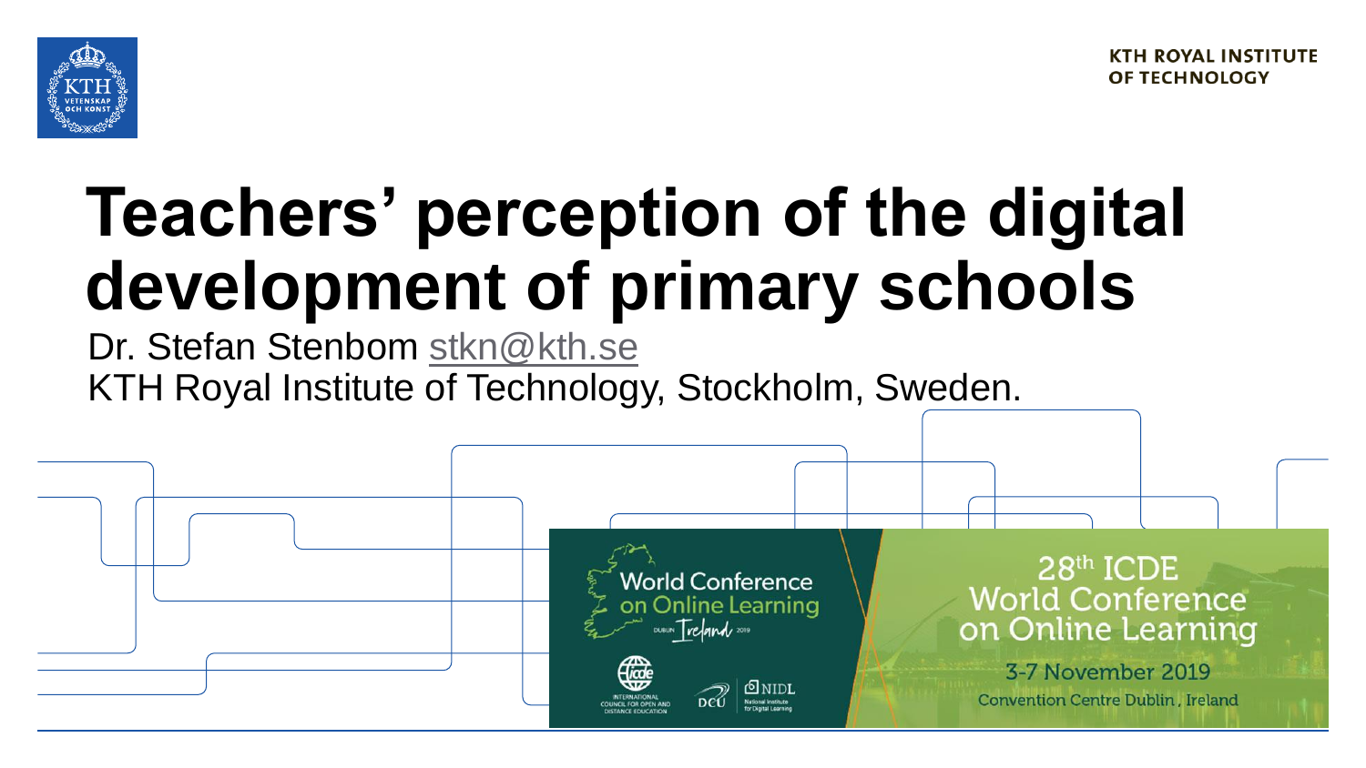KTH ROYAL INSTITUTE OF TECHNOLOGY

# Teachers' perception of the digital development of primary schools

Dr. Stefan Stenbom stkn@kth.se
KTH Royal Institute of Technology, Stockholm, Sweden.

World Conference on Online Learning
Dublin Ireland 2019

INTERNATIONAL COUNCIL FOR OPEN AND DISTANCE EDUCATION
DCU
NIDL National Institute for Digital Learning

28th ICDE World Conference on Online Learning
3-7 November 2019
Convention Centre Dublin, Ireland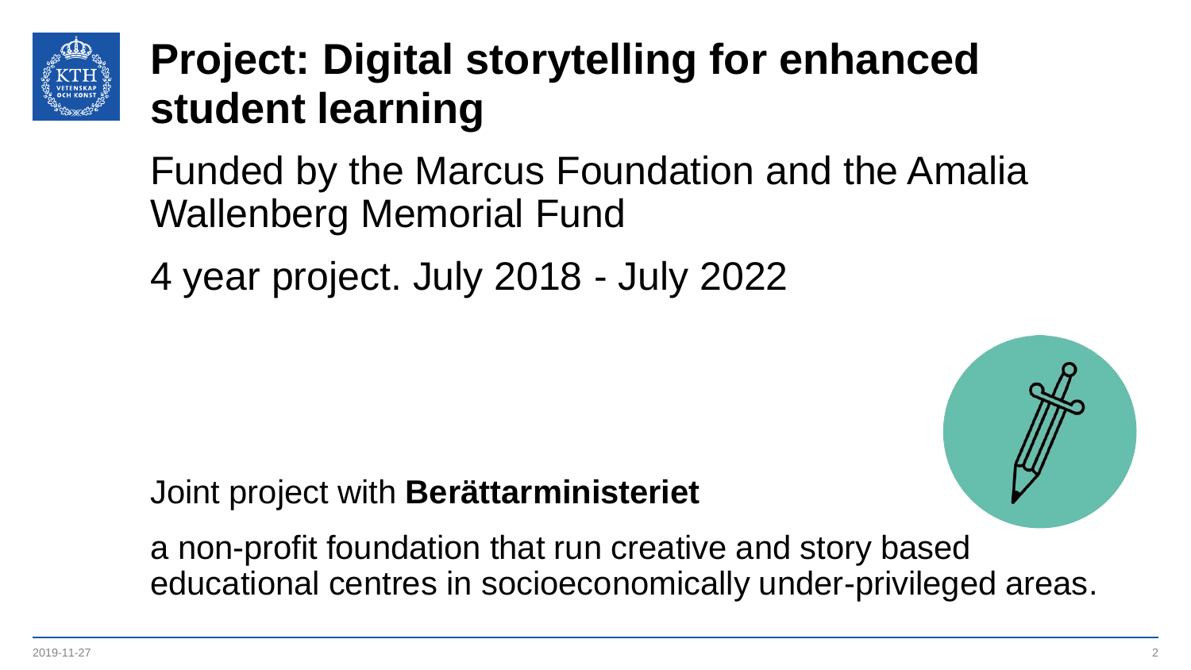# Project: Digital storytelling for enhanced student learning

Funded by the Marcus Foundation and the Amalia Wallenberg Memorial Fund

4 year project. July 2018 - July 2022

Joint project with **Berättarministeriet**

a non-profit foundation that run creative and story based educational centres in socioeconomically under-privileged areas.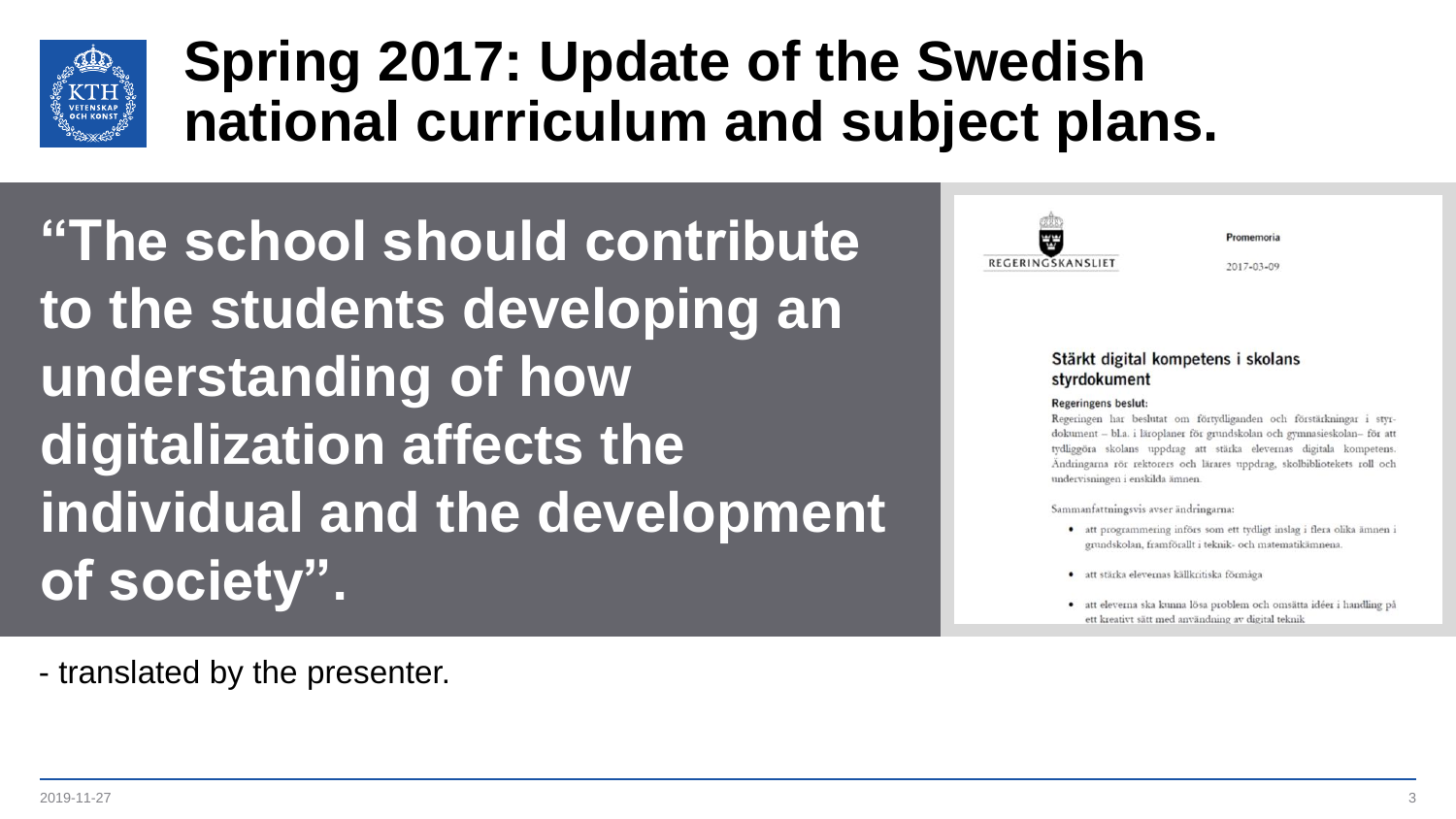# Spring 2017: Update of the Swedish national curriculum and subject plans.

**"The school should contribute to the students developing an understanding of how digitalization affects the individual and the development of society".**

REGERINGSKANSLIET

Promemoria

2017-03-09

### Stärkt digital kompetens i skolans styrdokument

**Regeringens beslut:**

Regeringen har beslutat om förtydliganden och förstärkningar i styrdokument – bl.a. i läroplaner för grundskolan och gymnasieskolan– för att tydliggöra skolans uppdrag att stärka elevernas digitala kompetens. Ändringarna rör rektorers och lärares uppdrag, skolbibliotekets roll och undervisningen i enskilda ämnen.

Sammanfattningsvis avser ändringarna:

- att programmering införs som ett tydligt inslag i flera olika ämnen i grundskolan, framförallt i teknik- och matematikämnena.
- att stärka elevernas källkritiska förmåga
- att eleverna ska kunna lösa problem och omsätta idéer i handling på ett kreativt sätt med användning av digital teknik

- translated by the presenter.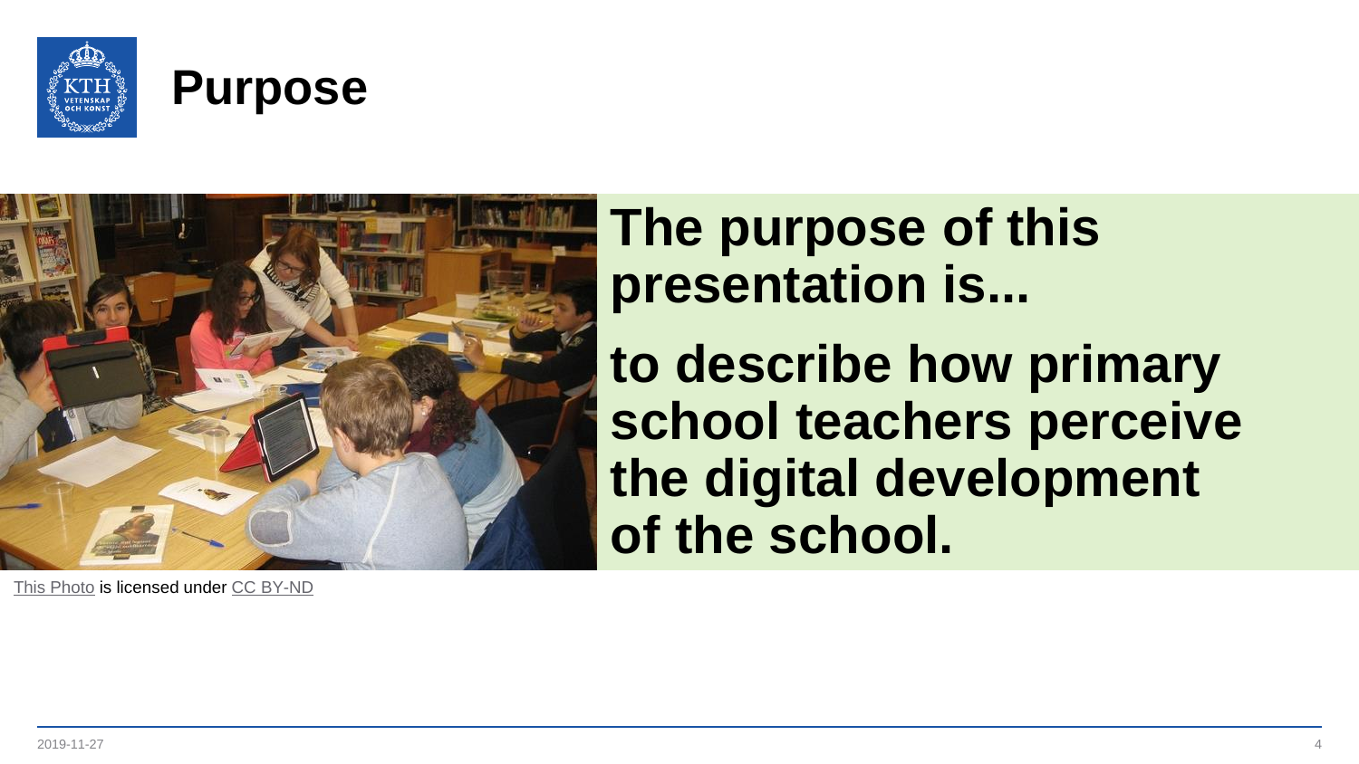# Purpose

**The purpose of this presentation is...**

**to describe how primary school teachers perceive the digital development of the school.**

This Photo is licensed under CC BY-ND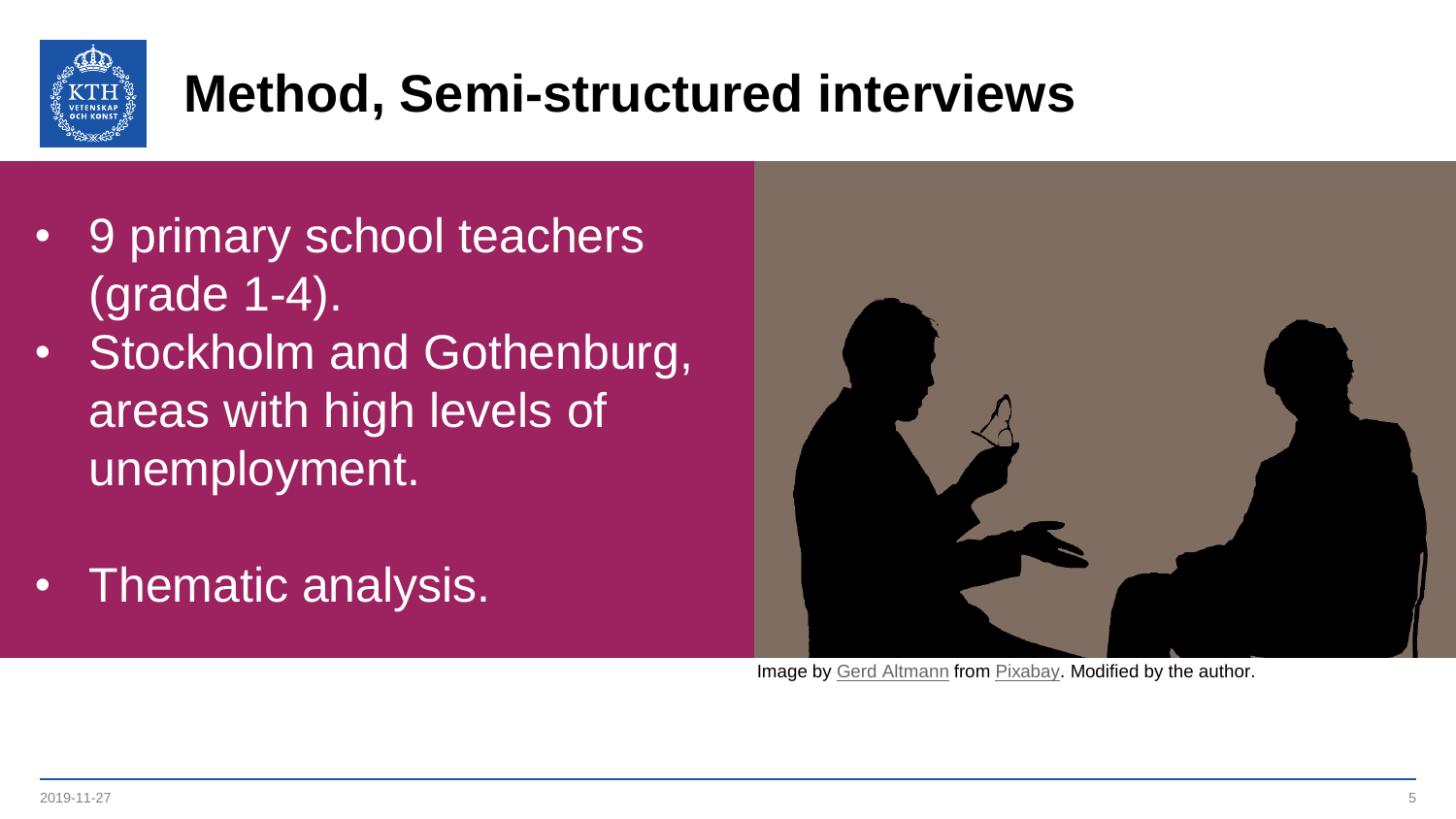# Method, Semi-structured interviews

- 9 primary school teachers (grade 1-4).
- Stockholm and Gothenburg, areas with high levels of unemployment.
- Thematic analysis.

Image by Gerd Altmann from Pixabay. Modified by the author.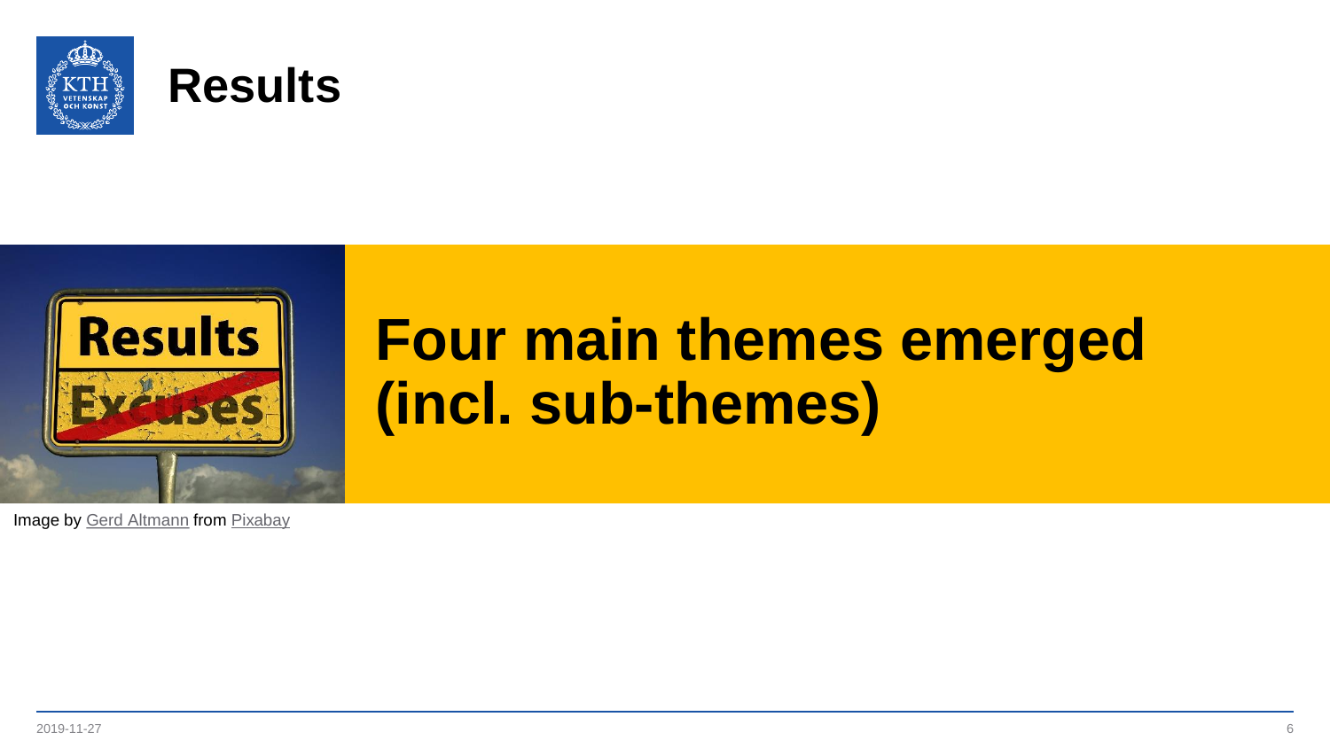# Results

## Four main themes emerged (incl. sub-themes)

Image by Gerd Altmann from Pixabay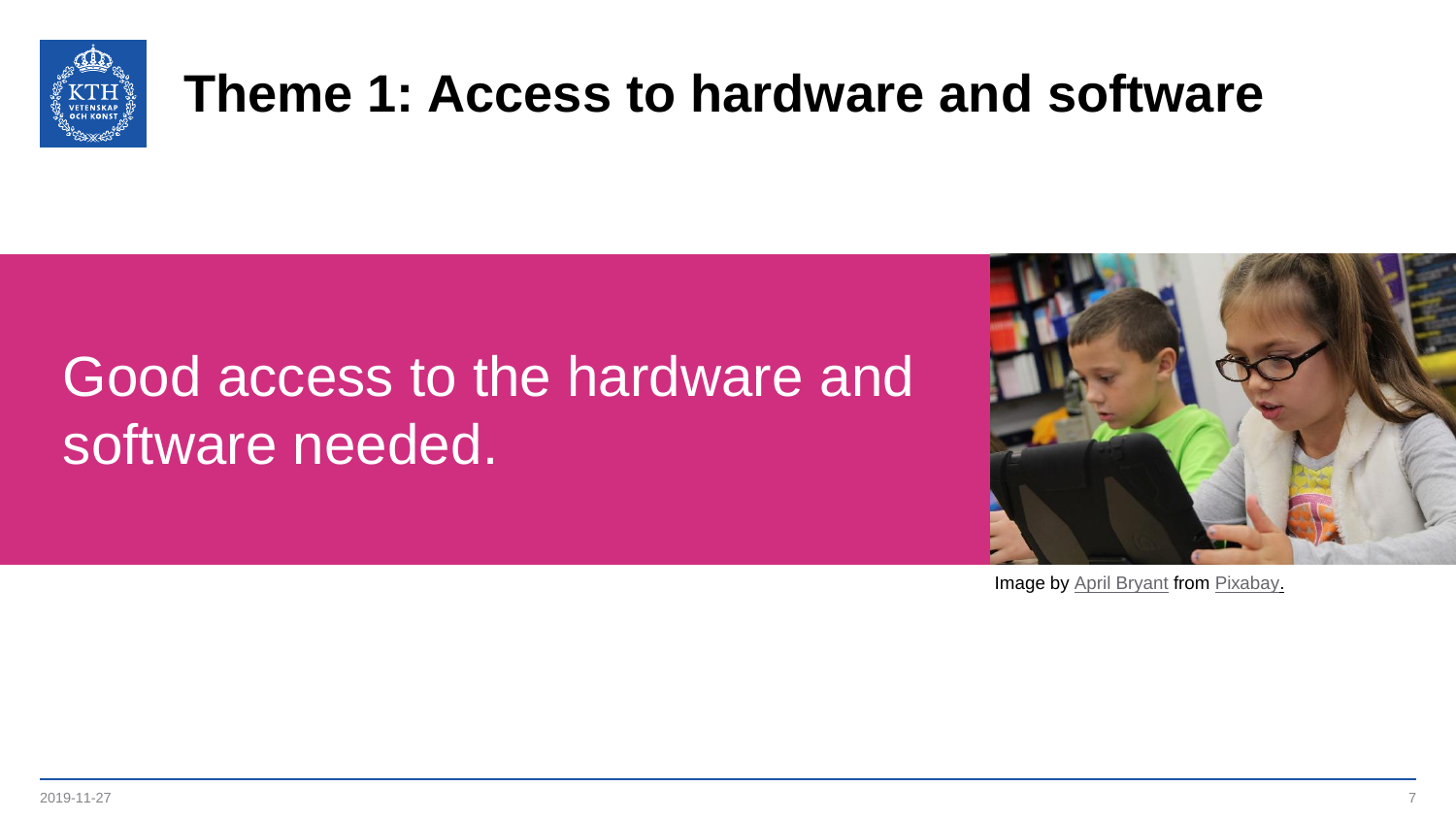# Theme 1: Access to hardware and software

Good access to the hardware and software needed.

Image by April Bryant from Pixabay.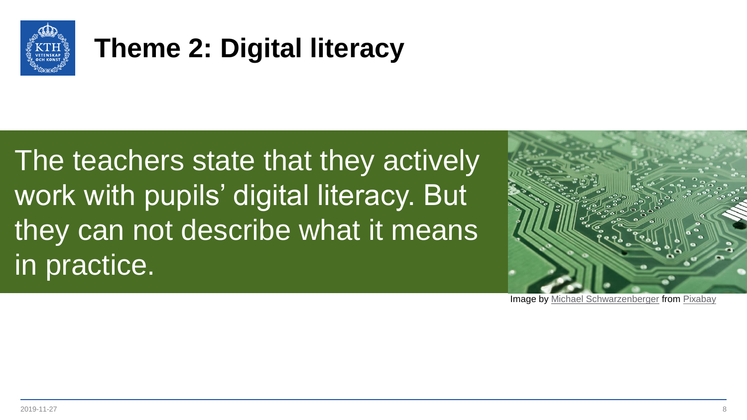# Theme 2: Digital literacy

The teachers state that they actively work with pupils' digital literacy. But they can not describe what it means in practice.

Image by Michael Schwarzenberger from Pixabay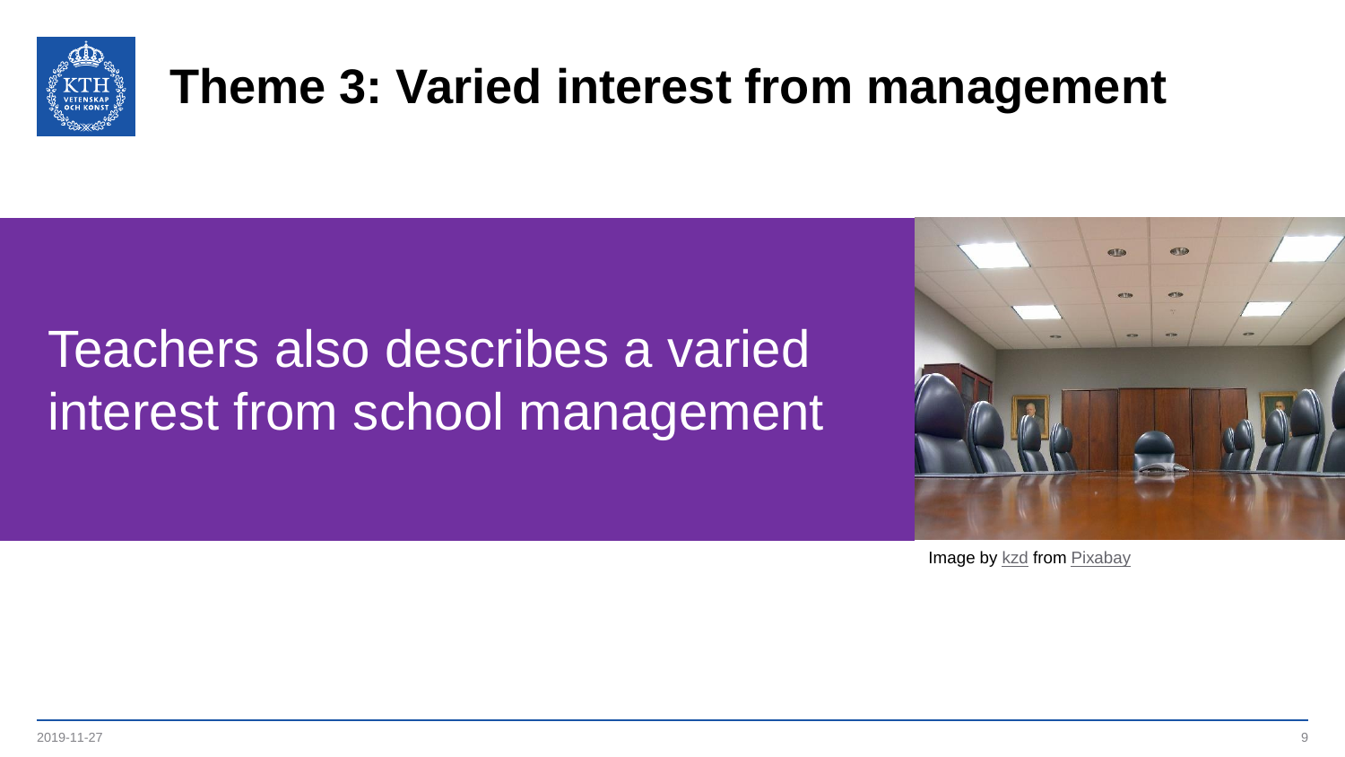# Theme 3: Varied interest from management

Teachers also describes a varied interest from school management

Image by kzd from Pixabay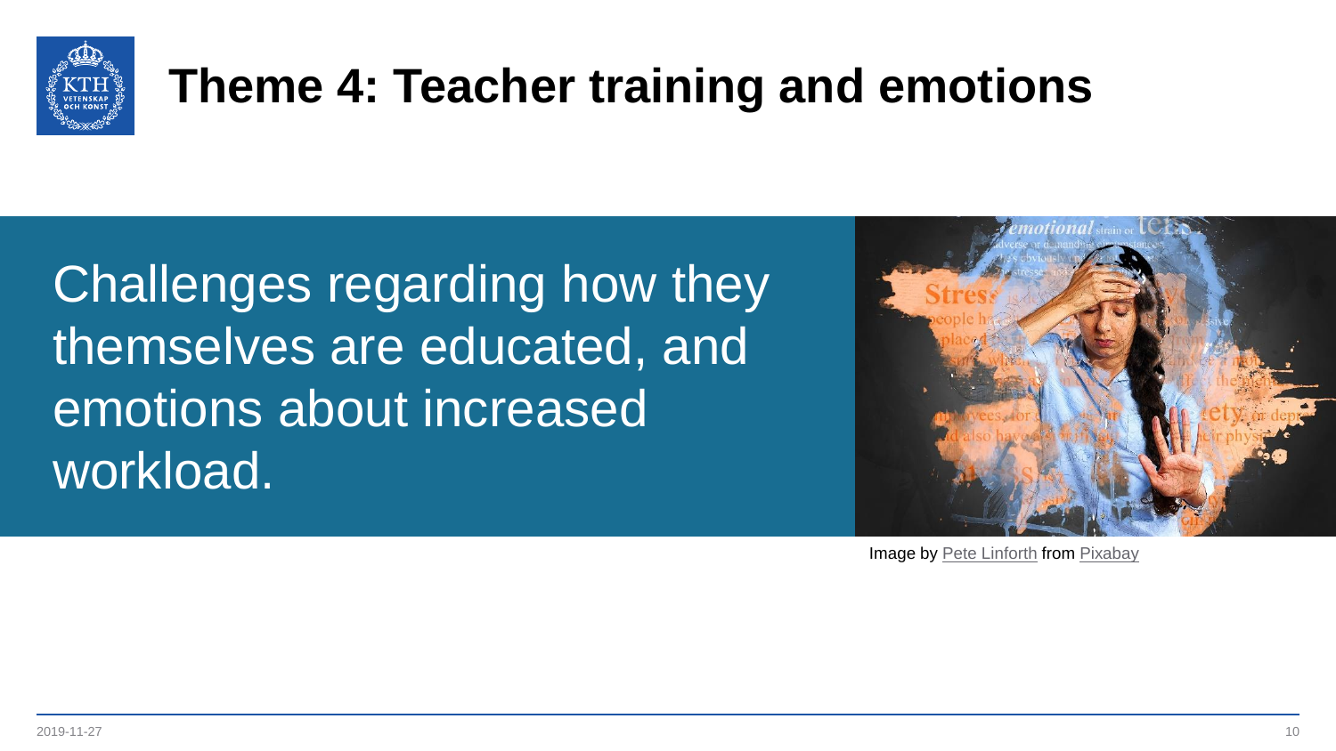# Theme 4: Teacher training and emotions

Challenges regarding how they themselves are educated, and emotions about increased workload.

Image by Pete Linforth from Pixabay